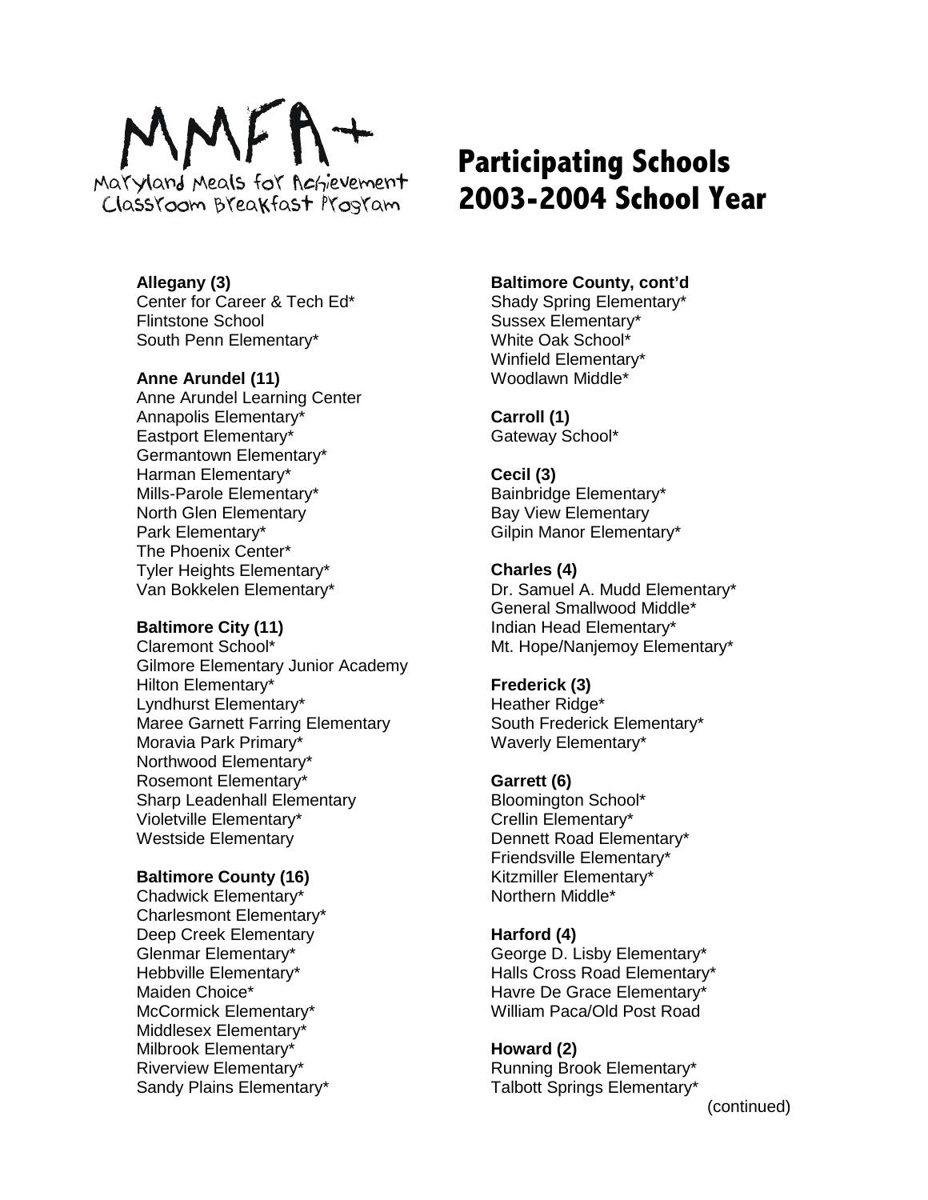MMFA+
Maryland Meals for Achievement
Classroom Breakfast Program

# Participating Schools 2003-2004 School Year

**Allegany (3)**
Center for Career & Tech Ed*
Flintstone School
South Penn Elementary*

**Anne Arundel (11)**
Anne Arundel Learning Center
Annapolis Elementary*
Eastport Elementary*
Germantown Elementary*
Harman Elementary*
Mills-Parole Elementary*
North Glen Elementary
Park Elementary*
The Phoenix Center*
Tyler Heights Elementary*
Van Bokkelen Elementary*

**Baltimore City (11)**
Claremont School*
Gilmore Elementary Junior Academy
Hilton Elementary*
Lyndhurst Elementary*
Maree Garnett Farring Elementary
Moravia Park Primary*
Northwood Elementary*
Rosemont Elementary*
Sharp Leadenhall Elementary
Violetville Elementary*
Westside Elementary

**Baltimore County (16)**
Chadwick Elementary*
Charlesmont Elementary*
Deep Creek Elementary
Glenmar Elementary*
Hebbville Elementary*
Maiden Choice*
McCormick Elementary*
Middlesex Elementary*
Milbrook Elementary*
Riverview Elementary*
Sandy Plains Elementary*

**Baltimore County, cont'd**
Shady Spring Elementary*
Sussex Elementary*
White Oak School*
Winfield Elementary*
Woodlawn Middle*

**Carroll (1)**
Gateway School*

**Cecil (3)**
Bainbridge Elementary*
Bay View Elementary
Gilpin Manor Elementary*

**Charles (4)**
Dr. Samuel A. Mudd Elementary*
General Smallwood Middle*
Indian Head Elementary*
Mt. Hope/Nanjemoy Elementary*

**Frederick (3)**
Heather Ridge*
South Frederick Elementary*
Waverly Elementary*

**Garrett (6)**
Bloomington School*
Crellin Elementary*
Dennett Road Elementary*
Friendsville Elementary*
Kitzmiller Elementary*
Northern Middle*

**Harford (4)**
George D. Lisby Elementary*
Halls Cross Road Elementary*
Havre De Grace Elementary*
William Paca/Old Post Road

**Howard (2)**
Running Brook Elementary*
Talbott Springs Elementary*

(continued)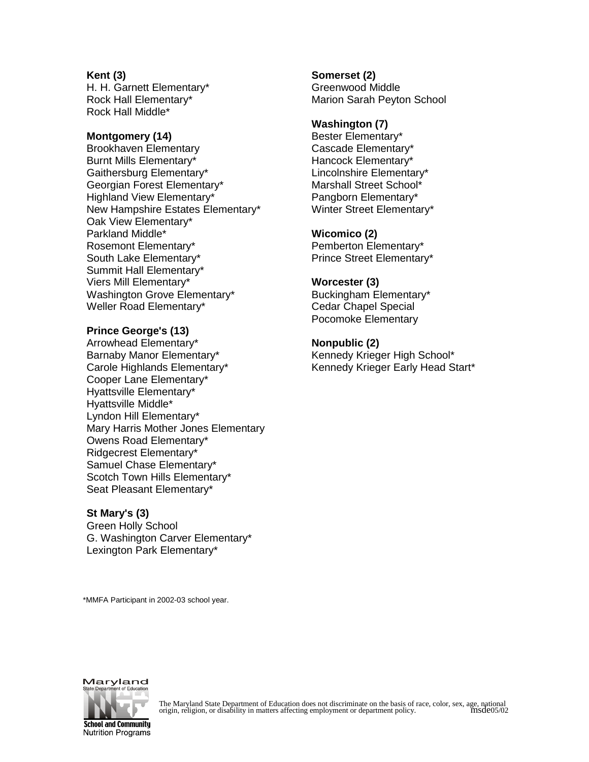**Kent (3)**
H. H. Garnett Elementary*
Rock Hall Elementary*
Rock Hall Middle*

**Montgomery (14)**
Brookhaven Elementary
Burnt Mills Elementary*
Gaithersburg Elementary*
Georgian Forest Elementary*
Highland View Elementary*
New Hampshire Estates Elementary*
Oak View Elementary*
Parkland Middle*
Rosemont Elementary*
South Lake Elementary*
Summit Hall Elementary*
Viers Mill Elementary*
Washington Grove Elementary*
Weller Road Elementary*

**Prince George's (13)**
Arrowhead Elementary*
Barnaby Manor Elementary*
Carole Highlands Elementary*
Cooper Lane Elementary*
Hyattsville Elementary*
Hyattsville Middle*
Lyndon Hill Elementary*
Mary Harris Mother Jones Elementary
Owens Road Elementary*
Ridgecrest Elementary*
Samuel Chase Elementary*
Scotch Town Hills Elementary*
Seat Pleasant Elementary*

**St Mary's (3)**
Green Holly School
G. Washington Carver Elementary*
Lexington Park Elementary*

**Somerset (2)**
Greenwood Middle
Marion Sarah Peyton School

**Washington (7)**
Bester Elementary*
Cascade Elementary*
Hancock Elementary*
Lincolnshire Elementary*
Marshall Street School*
Pangborn Elementary*
Winter Street Elementary*

**Wicomico (2)**
Pemberton Elementary*
Prince Street Elementary*

**Worcester (3)**
Buckingham Elementary*
Cedar Chapel Special
Pocomoke Elementary

**Nonpublic (2)**
Kennedy Krieger High School*
Kennedy Krieger Early Head Start*

*MMFA Participant in 2002-03 school year.

Maryland State Department of Education
School and Community Nutrition Programs

The Maryland State Department of Education does not discriminate on the basis of race, color, sex, age, national origin, religion, or disability in matters affecting employment or department policy. msde05/02